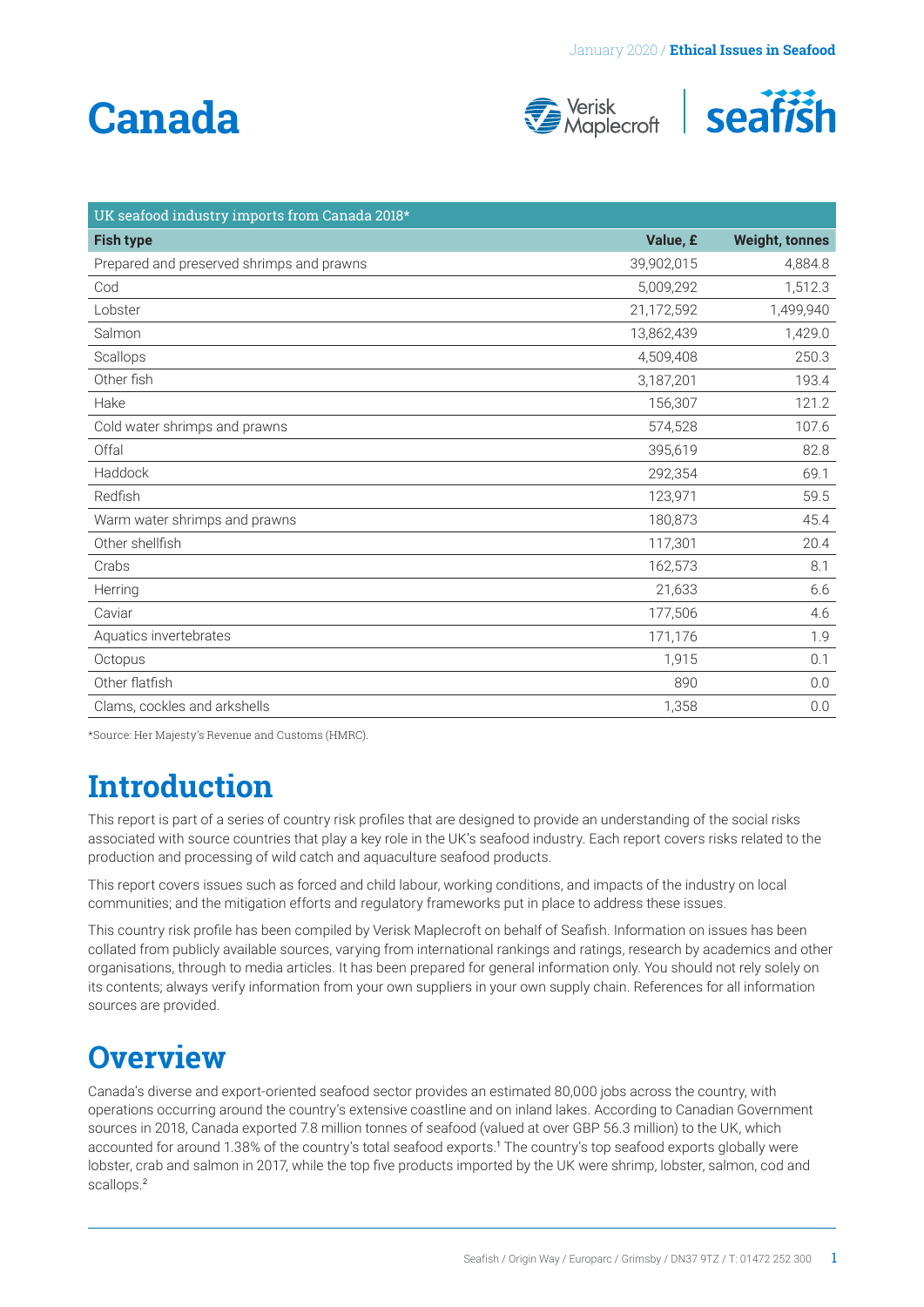# Canada

| UK seafood industry imports from Canada 2018* | | |
|---|---|---|
| **Fish type** | **Value, £** | **Weight, tonnes** |
| Prepared and preserved shrimps and prawns | 39,902,015 | 4,884.8 |
| Cod | 5,009,292 | 1,512.3 |
| Lobster | 21,172,592 | 1,499,940 |
| Salmon | 13,862,439 | 1,429.0 |
| Scallops | 4,509,408 | 250.3 |
| Other fish | 3,187,201 | 193.4 |
| Hake | 156,307 | 121.2 |
| Cold water shrimps and prawns | 574,528 | 107.6 |
| Offal | 395,619 | 82.8 |
| Haddock | 292,354 | 69.1 |
| Redfish | 123,971 | 59.5 |
| Warm water shrimps and prawns | 180,873 | 45.4 |
| Other shellfish | 117,301 | 20.4 |
| Crabs | 162,573 | 8.1 |
| Herring | 21,633 | 6.6 |
| Caviar | 177,506 | 4.6 |
| Aquatics invertebrates | 171,176 | 1.9 |
| Octopus | 1,915 | 0.1 |
| Other flatfish | 890 | 0.0 |
| Clams, cockles and arkshells | 1,358 | 0.0 |

*Source: Her Majesty's Revenue and Customs (HMRC).

## Introduction

This report is part of a series of country risk profiles that are designed to provide an understanding of the social risks associated with source countries that play a key role in the UK's seafood industry. Each report covers risks related to the production and processing of wild catch and aquaculture seafood products.

This report covers issues such as forced and child labour, working conditions, and impacts of the industry on local communities; and the mitigation efforts and regulatory frameworks put in place to address these issues.

This country risk profile has been compiled by Verisk Maplecroft on behalf of Seafish. Information on issues has been collated from publicly available sources, varying from international rankings and ratings, research by academics and other organisations, through to media articles. It has been prepared for general information only. You should not rely solely on its contents; always verify information from your own suppliers in your own supply chain. References for all information sources are provided.

## Overview

Canada's diverse and export-oriented seafood sector provides an estimated 80,000 jobs across the country, with operations occurring around the country's extensive coastline and on inland lakes. According to Canadian Government sources in 2018, Canada exported 7.8 million tonnes of seafood (valued at over GBP 56.3 million) to the UK, which accounted for around 1.38% of the country's total seafood exports.[1] The country's top seafood exports globally were lobster, crab and salmon in 2017, while the top five products imported by the UK were shrimp, lobster, salmon, cod and scallops.[2]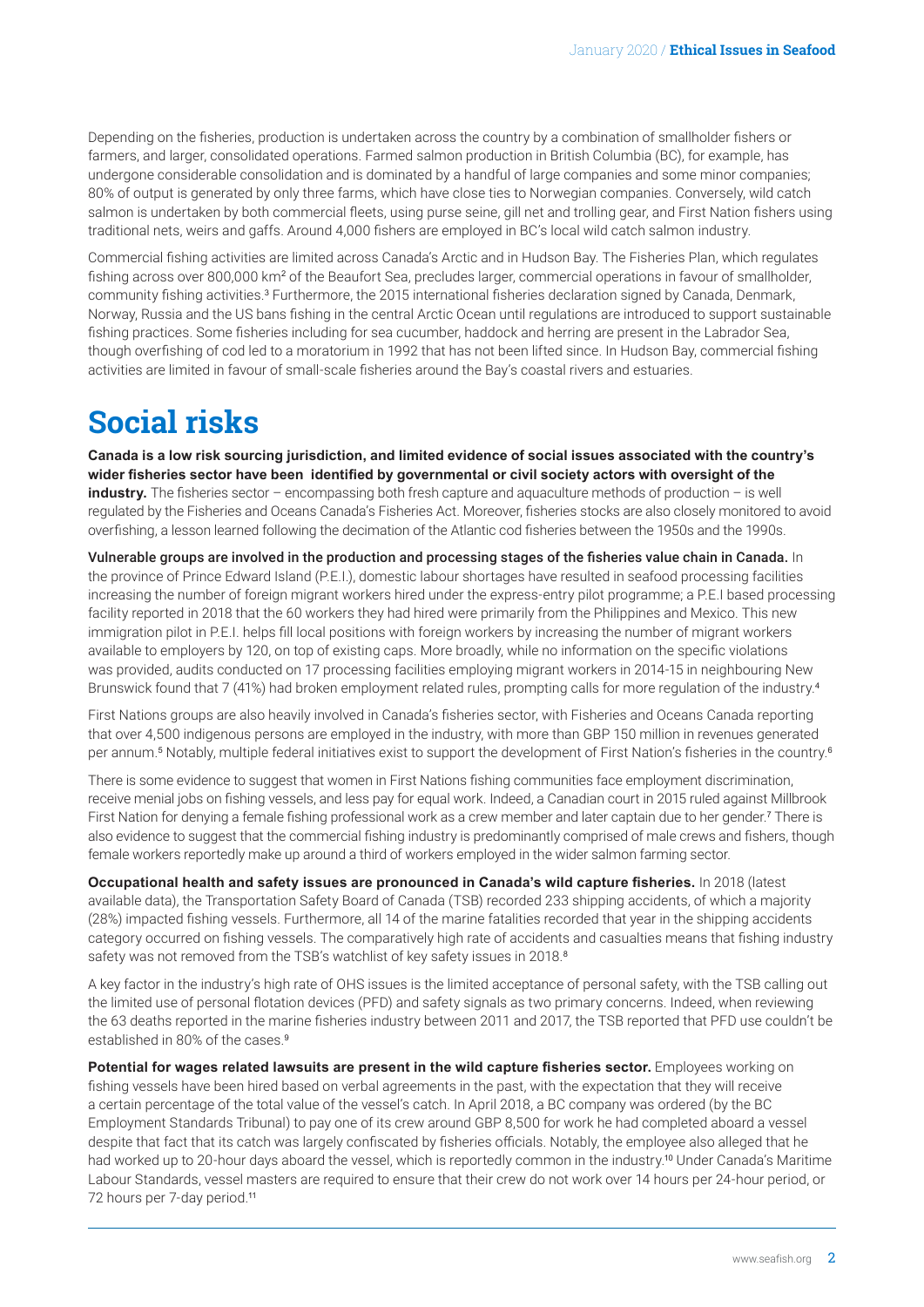Depending on the fisheries, production is undertaken across the country by a combination of smallholder fishers or farmers, and larger, consolidated operations. Farmed salmon production in British Columbia (BC), for example, has undergone considerable consolidation and is dominated by a handful of large companies and some minor companies; 80% of output is generated by only three farms, which have close ties to Norwegian companies. Conversely, wild catch salmon is undertaken by both commercial fleets, using purse seine, gill net and trolling gear, and First Nation fishers using traditional nets, weirs and gaffs. Around 4,000 fishers are employed in BC's local wild catch salmon industry.

Commercial fishing activities are limited across Canada's Arctic and in Hudson Bay. The Fisheries Plan, which regulates fishing across over 800,000 km² of the Beaufort Sea, precludes larger, commercial operations in favour of smallholder, community fishing activities.[3] Furthermore, the 2015 international fisheries declaration signed by Canada, Denmark, Norway, Russia and the US bans fishing in the central Arctic Ocean until regulations are introduced to support sustainable fishing practices. Some fisheries including for sea cucumber, haddock and herring are present in the Labrador Sea, though overfishing of cod led to a moratorium in 1992 that has not been lifted since. In Hudson Bay, commercial fishing activities are limited in favour of small-scale fisheries around the Bay's coastal rivers and estuaries.

# Social risks

**Canada is a low risk sourcing jurisdiction, and limited evidence of social issues associated with the country's wider fisheries sector have been identified by governmental or civil society actors with oversight of the industry.** The fisheries sector – encompassing both fresh capture and aquaculture methods of production – is well regulated by the Fisheries and Oceans Canada's Fisheries Act. Moreover, fisheries stocks are also closely monitored to avoid overfishing, a lesson learned following the decimation of the Atlantic cod fisheries between the 1950s and the 1990s.

**Vulnerable groups are involved in the production and processing stages of the fisheries value chain in Canada.** In the province of Prince Edward Island (P.E.I.), domestic labour shortages have resulted in seafood processing facilities increasing the number of foreign migrant workers hired under the express-entry pilot programme; a P.E.I based processing facility reported in 2018 that the 60 workers they had hired were primarily from the Philippines and Mexico. This new immigration pilot in P.E.I. helps fill local positions with foreign workers by increasing the number of migrant workers available to employers by 120, on top of existing caps. More broadly, while no information on the specific violations was provided, audits conducted on 17 processing facilities employing migrant workers in 2014-15 in neighbouring New Brunswick found that 7 (41%) had broken employment related rules, prompting calls for more regulation of the industry.[4]

First Nations groups are also heavily involved in Canada's fisheries sector, with Fisheries and Oceans Canada reporting that over 4,500 indigenous persons are employed in the industry, with more than GBP 150 million in revenues generated per annum.[5] Notably, multiple federal initiatives exist to support the development of First Nation's fisheries in the country.[6]

There is some evidence to suggest that women in First Nations fishing communities face employment discrimination, receive menial jobs on fishing vessels, and less pay for equal work. Indeed, a Canadian court in 2015 ruled against Millbrook First Nation for denying a female fishing professional work as a crew member and later captain due to her gender.[7] There is also evidence to suggest that the commercial fishing industry is predominantly comprised of male crews and fishers, though female workers reportedly make up around a third of workers employed in the wider salmon farming sector.

**Occupational health and safety issues are pronounced in Canada's wild capture fisheries.** In 2018 (latest available data), the Transportation Safety Board of Canada (TSB) recorded 233 shipping accidents, of which a majority (28%) impacted fishing vessels. Furthermore, all 14 of the marine fatalities recorded that year in the shipping accidents category occurred on fishing vessels. The comparatively high rate of accidents and casualties means that fishing industry safety was not removed from the TSB's watchlist of key safety issues in 2018.[8]

A key factor in the industry's high rate of OHS issues is the limited acceptance of personal safety, with the TSB calling out the limited use of personal flotation devices (PFD) and safety signals as two primary concerns. Indeed, when reviewing the 63 deaths reported in the marine fisheries industry between 2011 and 2017, the TSB reported that PFD use couldn't be established in 80% of the cases.[9]

**Potential for wages related lawsuits are present in the wild capture fisheries sector.** Employees working on fishing vessels have been hired based on verbal agreements in the past, with the expectation that they will receive a certain percentage of the total value of the vessel's catch. In April 2018, a BC company was ordered (by the BC Employment Standards Tribunal) to pay one of its crew around GBP 8,500 for work he had completed aboard a vessel despite that fact that its catch was largely confiscated by fisheries officials. Notably, the employee also alleged that he had worked up to 20-hour days aboard the vessel, which is reportedly common in the industry.[10] Under Canada's Maritime Labour Standards, vessel masters are required to ensure that their crew do not work over 14 hours per 24-hour period, or 72 hours per 7-day period.[11]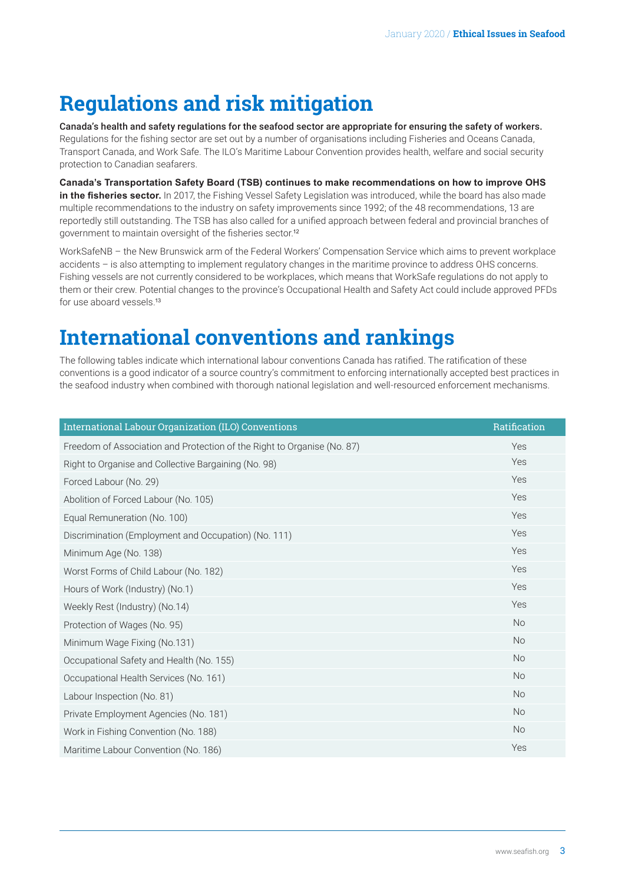# Regulations and risk mitigation

**Canada's health and safety regulations for the seafood sector are appropriate for ensuring the safety of workers.** Regulations for the fishing sector are set out by a number of organisations including Fisheries and Oceans Canada, Transport Canada, and Work Safe. The ILO's Maritime Labour Convention provides health, welfare and social security protection to Canadian seafarers.

**Canada's Transportation Safety Board (TSB) continues to make recommendations on how to improve OHS in the fisheries sector.** In 2017, the Fishing Vessel Safety Legislation was introduced, while the board has also made multiple recommendations to the industry on safety improvements since 1992; of the 48 recommendations, 13 are reportedly still outstanding. The TSB has also called for a unified approach between federal and provincial branches of government to maintain oversight of the fisheries sector.[12]

WorkSafeNB – the New Brunswick arm of the Federal Workers' Compensation Service which aims to prevent workplace accidents – is also attempting to implement regulatory changes in the maritime province to address OHS concerns. Fishing vessels are not currently considered to be workplaces, which means that WorkSafe regulations do not apply to them or their crew. Potential changes to the province's Occupational Health and Safety Act could include approved PFDs for use aboard vessels.[13]

# International conventions and rankings

The following tables indicate which international labour conventions Canada has ratified. The ratification of these conventions is a good indicator of a source country's commitment to enforcing internationally accepted best practices in the seafood industry when combined with thorough national legislation and well-resourced enforcement mechanisms.

| International Labour Organization (ILO) Conventions | Ratification |
|---|---|
| Freedom of Association and Protection of the Right to Organise (No. 87) | Yes |
| Right to Organise and Collective Bargaining (No. 98) | Yes |
| Forced Labour (No. 29) | Yes |
| Abolition of Forced Labour (No. 105) | Yes |
| Equal Remuneration (No. 100) | Yes |
| Discrimination (Employment and Occupation) (No. 111) | Yes |
| Minimum Age (No. 138) | Yes |
| Worst Forms of Child Labour (No. 182) | Yes |
| Hours of Work (Industry) (No.1) | Yes |
| Weekly Rest (Industry) (No.14) | Yes |
| Protection of Wages (No. 95) | No |
| Minimum Wage Fixing (No.131) | No |
| Occupational Safety and Health (No. 155) | No |
| Occupational Health Services (No. 161) | No |
| Labour Inspection (No. 81) | No |
| Private Employment Agencies (No. 181) | No |
| Work in Fishing Convention (No. 188) | No |
| Maritime Labour Convention (No. 186) | Yes |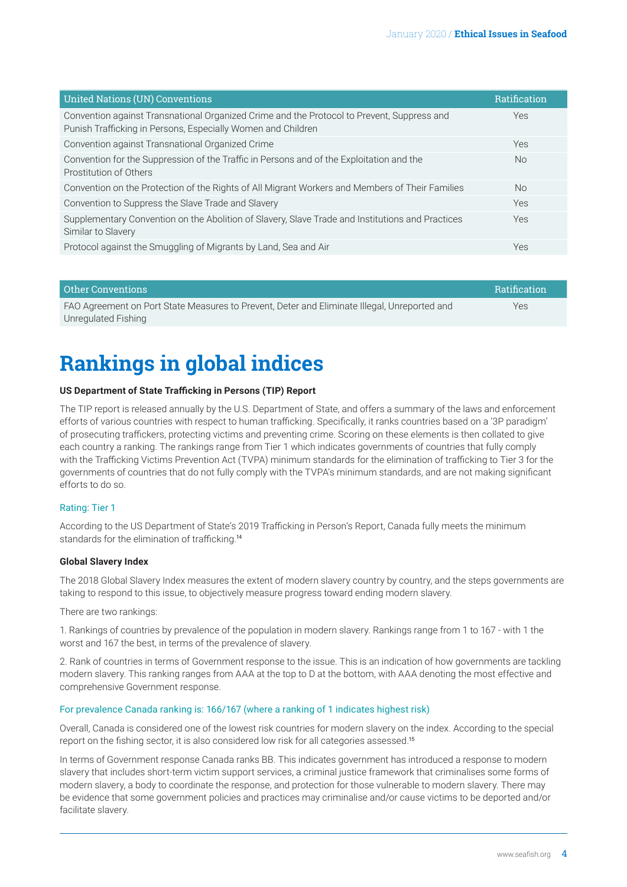| United Nations (UN) Conventions | Ratification |
| --- | --- |
| Convention against Transnational Organized Crime and the Protocol to Prevent, Suppress and Punish Trafficking in Persons, Especially Women and Children | Yes |
| Convention against Transnational Organized Crime | Yes |
| Convention for the Suppression of the Traffic in Persons and of the Exploitation and the Prostitution of Others | No |
| Convention on the Protection of the Rights of All Migrant Workers and Members of Their Families | No |
| Convention to Suppress the Slave Trade and Slavery | Yes |
| Supplementary Convention on the Abolition of Slavery, Slave Trade and Institutions and Practices Similar to Slavery | Yes |
| Protocol against the Smuggling of Migrants by Land, Sea and Air | Yes |

| Other Conventions | Ratification |
| --- | --- |
| FAO Agreement on Port State Measures to Prevent, Deter and Eliminate Illegal, Unreported and Unregulated Fishing | Yes |

# Rankings in global indices

**US Department of State Trafficking in Persons (TIP) Report**

The TIP report is released annually by the U.S. Department of State, and offers a summary of the laws and enforcement efforts of various countries with respect to human trafficking. Specifically, it ranks countries based on a '3P paradigm' of prosecuting traffickers, protecting victims and preventing crime. Scoring on these elements is then collated to give each country a ranking. The rankings range from Tier 1 which indicates governments of countries that fully comply with the Trafficking Victims Prevention Act (TVPA) minimum standards for the elimination of trafficking to Tier 3 for the governments of countries that do not fully comply with the TVPA's minimum standards, and are not making significant efforts to do so.

Rating: Tier 1

According to the US Department of State's 2019 Trafficking in Person's Report, Canada fully meets the minimum standards for the elimination of trafficking.[14]

**Global Slavery Index**

The 2018 Global Slavery Index measures the extent of modern slavery country by country, and the steps governments are taking to respond to this issue, to objectively measure progress toward ending modern slavery.

There are two rankings:

1. Rankings of countries by prevalence of the population in modern slavery. Rankings range from 1 to 167 - with 1 the worst and 167 the best, in terms of the prevalence of slavery.

2. Rank of countries in terms of Government response to the issue. This is an indication of how governments are tackling modern slavery. This ranking ranges from AAA at the top to D at the bottom, with AAA denoting the most effective and comprehensive Government response.

For prevalence Canada ranking is: 166/167 (where a ranking of 1 indicates highest risk)

Overall, Canada is considered one of the lowest risk countries for modern slavery on the index. According to the special report on the fishing sector, it is also considered low risk for all categories assessed.[15]

In terms of Government response Canada ranks BB. This indicates government has introduced a response to modern slavery that includes short-term victim support services, a criminal justice framework that criminalises some forms of modern slavery, a body to coordinate the response, and protection for those vulnerable to modern slavery. There may be evidence that some government policies and practices may criminalise and/or cause victims to be deported and/or facilitate slavery.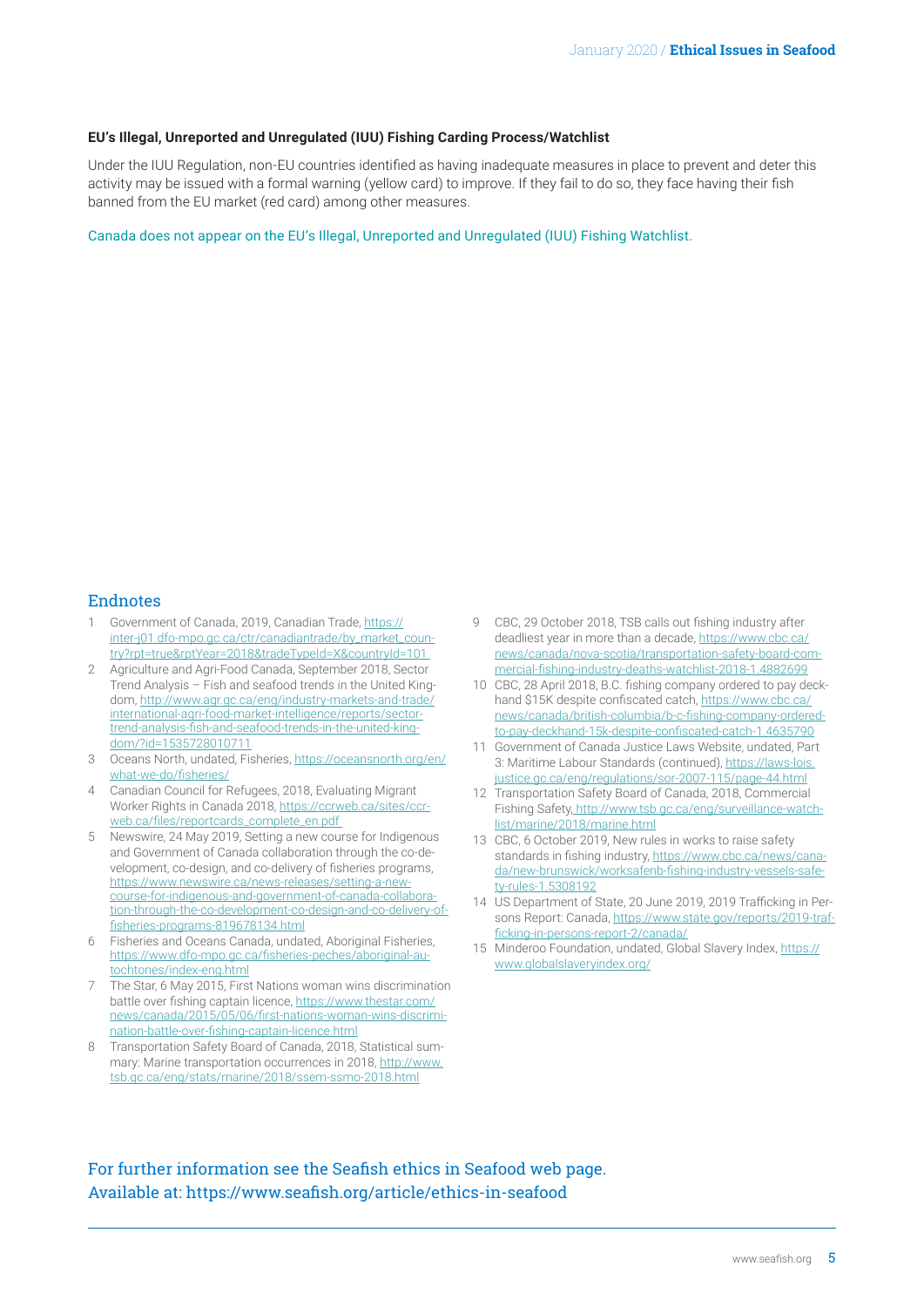**EU's Illegal, Unreported and Unregulated (IUU) Fishing Carding Process/Watchlist**

Under the IUU Regulation, non-EU countries identified as having inadequate measures in place to prevent and deter this activity may be issued with a formal warning (yellow card) to improve. If they fail to do so, they face having their fish banned from the EU market (red card) among other measures.

Canada does not appear on the EU's Illegal, Unreported and Unregulated (IUU) Fishing Watchlist.

## Endnotes

1. Government of Canada, 2019, Canadian Trade, https://inter-j01.dfo-mpo.gc.ca/ctr/canadiantrade/by_market_country?rpt=true&rptYear=2018&tradeTypeId=X&countryId=101
2. Agriculture and Agri-Food Canada, September 2018, Sector Trend Analysis – Fish and seafood trends in the United Kingdom, http://www.agr.gc.ca/eng/industry-markets-and-trade/international-agri-food-market-intelligence/reports/sector-trend-analysis-fish-and-seafood-trends-in-the-united-kingdom/?id=1535728010711
3. Oceans North, undated, Fisheries, https://oceansnorth.org/en/what-we-do/fisheries/
4. Canadian Council for Refugees, 2018, Evaluating Migrant Worker Rights in Canada 2018, https://ccrweb.ca/sites/ccrweb.ca/files/reportcards_complete_en.pdf
5. Newswire, 24 May 2019, Setting a new course for Indigenous and Government of Canada collaboration through the co-development, co-design, and co-delivery of fisheries programs, https://www.newswire.ca/news-releases/setting-a-new-course-for-indigenous-and-government-of-canada-collaboration-through-the-co-development-co-design-and-co-delivery-of-fisheries-programs-819678134.html
6. Fisheries and Oceans Canada, undated, Aboriginal Fisheries, https://www.dfo-mpo.gc.ca/fisheries-peches/aboriginal-autochtones/index-eng.html
7. The Star, 6 May 2015, First Nations woman wins discrimination battle over fishing captain licence, https://www.thestar.com/news/canada/2015/05/06/first-nations-woman-wins-discrimination-battle-over-fishing-captain-licence.html
8. Transportation Safety Board of Canada, 2018, Statistical summary: Marine transportation occurrences in 2018, http://www.tsb.gc.ca/eng/stats/marine/2018/ssem-ssmo-2018.html
9. CBC, 29 October 2018, TSB calls out fishing industry after deadliest year in more than a decade, https://www.cbc.ca/news/canada/nova-scotia/transportation-safety-board-commercial-fishing-industry-deaths-watchlist-2018-1.4882699
10. CBC, 28 April 2018, B.C. fishing company ordered to pay deckhand $15K despite confiscated catch, https://www.cbc.ca/news/canada/british-columbia/b-c-fishing-company-ordered-to-pay-deckhand-15k-despite-confiscated-catch-1.4635790
11. Government of Canada Justice Laws Website, undated, Part 3: Maritime Labour Standards (continued), https://laws-lois.justice.gc.ca/eng/regulations/sor-2007-115/page-44.html
12. Transportation Safety Board of Canada, 2018, Commercial Fishing Safety, http://www.tsb.gc.ca/eng/surveillance-watchlist/marine/2018/marine.html
13. CBC, 6 October 2019, New rules in works to raise safety standards in fishing industry, https://www.cbc.ca/news/canada/new-brunswick/worksafenb-fishing-industry-vessels-safety-rules-1.5308192
14. US Department of State, 20 June 2019, 2019 Trafficking in Persons Report: Canada, https://www.state.gov/reports/2019-trafficking-in-persons-report-2/canada/
15. Minderoo Foundation, undated, Global Slavery Index, https://www.globalslaveryindex.org/

For further information see the Seafish ethics in Seafood web page.
Available at: https://www.seafish.org/article/ethics-in-seafood